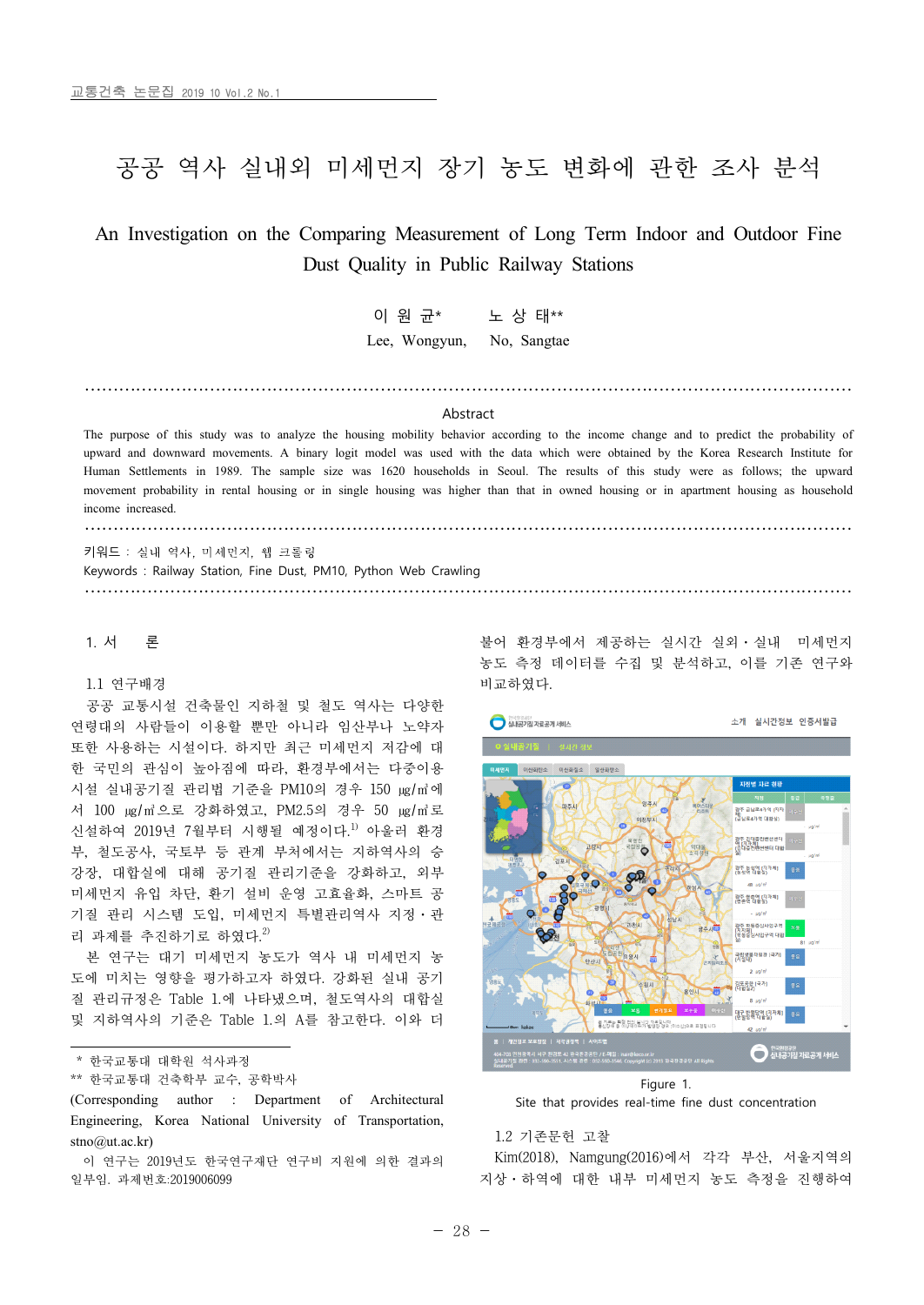# 공공 역사 실내외 미세먼지 장기 농도 변화에 관한 조사 분석

## An Investigation on the Comparing Measurement of Long Term Indoor and Outdoor Fine Dust Quality in Public Railway Stations

이 원 균*　　노 상 태**

Lee, Wongyun,　No, Sangtae

### Abstract

The purpose of this study was to analyze the housing mobility behavior according to the income change and to predict the probability of upward and downward movements. A binary logit model was used with the data which were obtained by the Korea Research Institute for Human Settlements in 1989. The sample size was 1620 households in Seoul. The results of this study were as follows; the upward movement probability in rental housing or in single housing was higher than that in owned housing or in apartment housing as household income increased.

키워드 : 실내 역사, 미세먼지, 웹 크롤링

Keywords : Railway Station, Fine Dust, PM10, Python Web Crawling

## 1. 서　론

### 1.1 연구배경

공공 교통시설 건축물인 지하철 및 철도 역사는 다양한 연령대의 사람들이 이용할 뿐만 아니라 임산부나 노약자 또한 사용하는 시설이다. 하지만 최근 미세먼지 저감에 대한 국민의 관심이 높아짐에 따라, 환경부에서는 다중이용시설 실내공기질 관리법 기준을 PM10의 경우 150 ㎍/㎥에서 100 ㎍/㎥으로 강화하였고, PM2.5의 경우 50 ㎍/㎥로 신설하여 2019년 7월부터 시행될 예정이다.[1] 아울러 환경부, 철도공사, 국토부 등 관계 부처에서는 지하역사의 승강장, 대합실에 대해 공기질 관리기준을 강화하고, 외부 미세먼지 유입 차단, 환기 설비 운영 고효율화, 스마트 공기질 관리 시스템 도입, 미세먼지 특별관리역사 지정・관리 과제를 추진하기로 하였다.[2]

본 연구는 대기 미세먼지 농도가 역사 내 미세먼지 농도에 미치는 영향을 평가하고자 하였다. 강화된 실내 공기질 관리규정은 Table 1.에 나타냈으며, 철도역사의 대합실 및 지하역사의 기준은 Table 1.의 A를 참고한다. 이와 더불어 환경부에서 제공하는 실시간 실외・실내 미세먼지 농도 측정 데이터를 수집 및 분석하고, 이를 기존 연구와 비교하였다.

Figure 1.

Site that provides real-time fine dust concentration

### 1.2 기존문헌 고찰

Kim(2018), Namgung(2016)에서 각각 부산, 서울지역의 지상・하역에 대한 내부 미세먼지 농도 측정을 진행하여

---

* 한국교통대 대학원 석사과정

** 한국교통대 건축학부 교수, 공학박사

(Corresponding author : Department of Architectural Engineering, Korea National University of Transportation, stno@ut.ac.kr)

이 연구는 2019년도 한국연구재단 연구비 지원에 의한 결과의 일부임. 과제번호:2019006099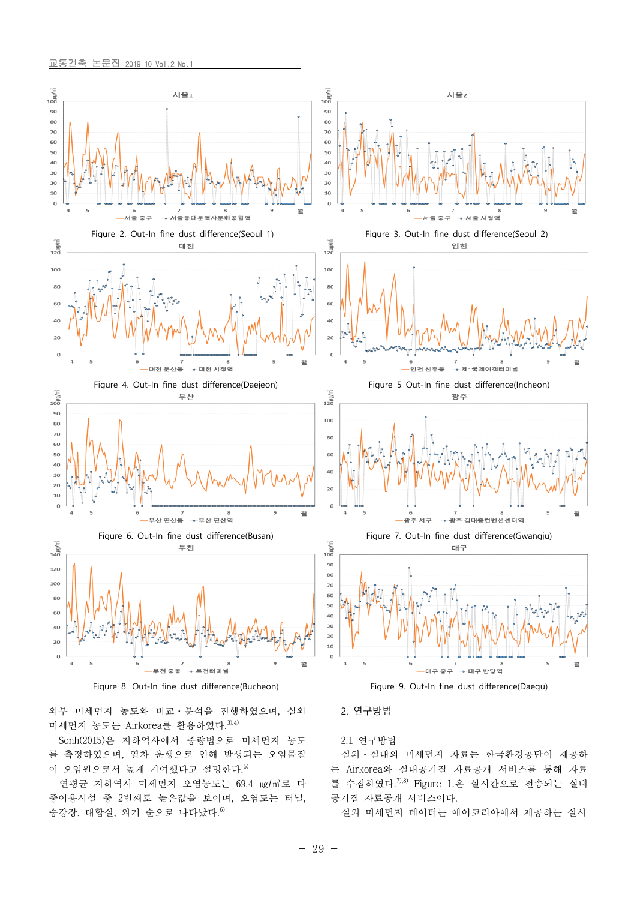서울1

㎍/㎥

100
90
80
70
60
50
40
30
20
10
0

4 5 6 7 8 9 월

—서울 중구 ◆서울동대문역사문화공원역

Figure 2. Out-In fine dust difference(Seoul 1)

서울2

㎍/㎥

100
90
80
70
60
50
40
30
20
10
0

4 5 6 7 8 9 월

—서울 중구 ◆서울 시청역

Figure 3. Out-In fine dust difference(Seoul 2)

대전

㎍/㎥

120
100
80
60
40
20
0

4 5 6 7 8 9 월

—대전 문산동 ◆대전 시청역

Figure 4. Out-In fine dust difference(Daejeon)

인천

㎍/㎥

120
100
80
60
40
20
0

4 5 6 7 8 9 월

—인천 신흥동 ◆제1국제여객터미널

Figure 5 Out-In fine dust difference(Incheon)

부산

㎍/㎥

100
90
80
70
60
50
40
30
20
10
0

4 5 6 7 8 9 월

—부산 연산동 ◆부산 연산역

Figure 6. Out-In fine dust difference(Busan)

광주

㎍/㎥

120
100
80
60
40
20
0

4 5 6 7 8 9 월

—광주 서구 ◆광주 김대중컨벤션센터역

Figure 7. Out-In fine dust difference(Gwangju)

부천

㎍/㎥

140
120
100
80
60
40
20
0

4 5 6 7 8 9 월

—부천 중동 ◆부천터미널

Figure 8. Out-In fine dust difference(Bucheon)

대구

㎍/㎥

100
90
80
70
60
50
40
30
20
10
0

4 5 6 7 8 9 월

—대구 중구 ◆대구 반당역

Figure 9. Out-In fine dust difference(Daegu)

외부 미세먼지 농도와 비교・분석을 진행하였으며, 실외 미세먼지 농도는 Airkorea를 활용하였다.[3),4)]

Sonh(2015)은 지하역사에서 중량법으로 미세먼지 농도를 측정하였으며, 열차 운행으로 인해 발생되는 오염물질이 오염원으로서 높게 기여했다고 설명한다.[5)]

연평균 지하역사 미세먼지 오염농도는 69.4 ㎍/㎥로 다중이용시설 중 2번째로 높은값을 보이며, 오염도는 터널, 승강장, 대합실, 외기 순으로 나타났다.[6)]

## 2. 연구방법

### 2.1 연구방법

실외・실내의 미세먼지 자료는 한국환경공단이 제공하는 Airkorea와 실내공기질 자료공개 서비스를 통해 자료를 수집하였다.[7),8)] Figure 1.은 실시간으로 전송되는 실내공기질 자료공개 서비스이다.

실외 미세먼지 데이터는 에어코리아에서 제공하는 실시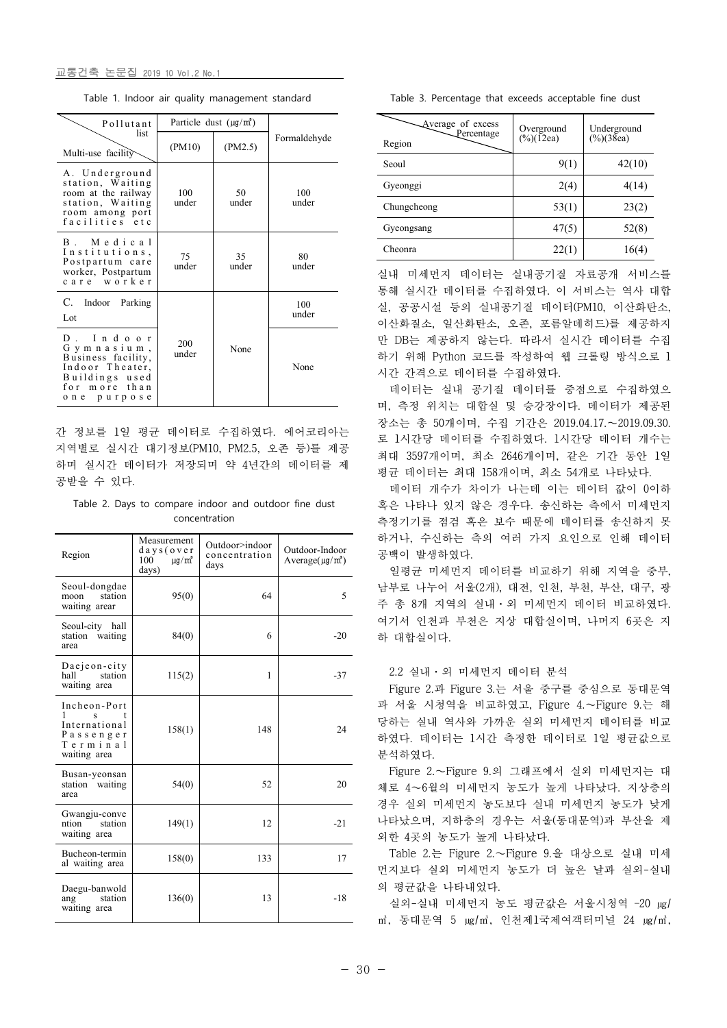Table 1. Indoor air quality management standard

| Pollutant list / Multi-use facility | Particle dust (㎍/㎥) | | Formaldehyde |
|---|---|---|---|
| | (PM10) | (PM2.5) | |
| A. Underground station, Waiting room at the railway station, Waiting room among port facilities etc | 100 under | 50 under | 100 under |
| B. Medical Institutions, Postpartum care worker, Postpartum care worker | 75 under | 35 under | 80 under |
| C. Indoor Parking Lot | 200 under | None | 100 under |
| D. Indoor Gymnasium, Business facility, Indoor Theater, Buildings used for more than one purpose | | | None |

간 정보를 1일 평균 데이터로 수집하였다. 에어코리아는 지역별로 실시간 대기정보(PM10, PM2.5, 오존 등)를 제공하며 실시간 데이터가 저장되며 약 4년간의 데이터를 제공받을 수 있다.

Table 2. Days to compare indoor and outdoor fine dust concentration

| Region | Measurement days(over 100 ㎍/㎥ days) | Outdoor>indoor concentration days | Outdoor-Indoor Average(㎍/㎥) |
|---|---|---|---|
| Seoul-dongdaemoon station waiting arear | 95(0) | 64 | 5 |
| Seoul-city hall station waiting area | 84(0) | 6 | -20 |
| Daejeon-city hall station waiting area | 115(2) | 1 | -37 |
| Incheon-Port 1st International Passenger Terminal waiting area | 158(1) | 148 | 24 |
| Busan-yeonsan station waiting area | 54(0) | 52 | 20 |
| Gwangju-convention station waiting area | 149(1) | 12 | -21 |
| Bucheon-terminal waiting area | 158(0) | 133 | 17 |
| Daegu-banwoldang station waiting area | 136(0) | 13 | -18 |

Table 3. Percentage that exceeds acceptable fine dust

| Average of excess Percentage / Region | Overground (%)(12ea) | Underground (%)(38ea) |
|---|---|---|
| Seoul | 9(1) | 42(10) |
| Gyeonggi | 2(4) | 4(14) |
| Chungcheong | 53(1) | 23(2) |
| Gyeongsang | 47(5) | 52(8) |
| Cheonra | 22(1) | 16(4) |

실내 미세먼지 데이터는 실내공기질 자료공개 서비스를 통해 실시간 데이터를 수집하였다. 이 서비스는 역사 대합실, 공공시설 등의 실내공기질 데이터(PM10, 이산화탄소, 이산화질소, 일산화탄소, 오존, 포름알데히드)를 제공하지만 DB는 제공하지 않는다. 따라서 실시간 데이터를 수집하기 위해 Python 코드를 작성하여 웹 크롤링 방식으로 1시간 간격으로 데이터를 수집하였다.

데이터는 실내 공기질 중점으로 수집하였으며, 측정 위치는 대합실 및 승강장이다. 데이터가 제공된 장소는 총 50개이며, 수집 기간은 2019.04.17.~2019.09.30.로 1시간당 데이터를 수집하였다. 1시간당 데이터 개수는 최대 3597개이며, 최소 2646개이며, 같은 기간 동안 1일 평균 데이터는 최대 158개이며, 최소 54개로 나타났다.

데이터 개수가 차이가 나는데 이는 데이터 값이 0이하 혹은 나타나 있지 않은 경우다. 송신하는 측에서 미세먼지 측정기기를 점검 혹은 보수 때문에 데이터를 송신하지 못하거나, 수신하는 측의 여러 가지 요인으로 인해 데이터 공백이 발생하였다.

일평균 미세먼지 데이터를 비교하기 위해 지역을 중부, 남부로 나누어 서울(2개), 대전, 인천, 부천, 부산, 대구, 광주 총 8개 지역의 실내・외 미세먼지 데이터 비교하였다. 여기서 인천과 부천은 지상 대합실이며, 나머지 6곳은 지하 대합실이다.

### 2.2 실내・외 미세먼지 데이터 분석

Figure 2.과 Figure 3.는 서울 중구를 중심으로 동대문역과 서울 시청역을 비교하였고, Figure 4.~Figure 9.는 해당하는 실내 역사와 가까운 실외 미세먼지 데이터를 비교하였다. 데이터는 1시간 측정한 데이터로 1일 평균값으로 분석하였다.

Figure 2.~Figure 9.의 그래프에서 실외 미세먼지는 대체로 4~6월의 미세먼지 농도가 높게 나타났다. 지상층의 경우 실외 미세먼지 농도보다 실내 미세먼지 농도가 낮게 나타났으며, 지하층의 경우는 서울(동대문역)과 부산을 제외한 4곳의 농도가 높게 나타났다.

Table 2.는 Figure 2.~Figure 9.을 대상으로 실내 미세먼지보다 실외 미세먼지 농도가 더 높은 날과 실외-실내의 평균값을 나타내었다.

실외-실내 미세먼지 농도 평균값은 서울시청역 -20 ㎍/㎥, 동대문역 5 ㎍/㎥, 인천제1국제여객터미널 24 ㎍/㎥,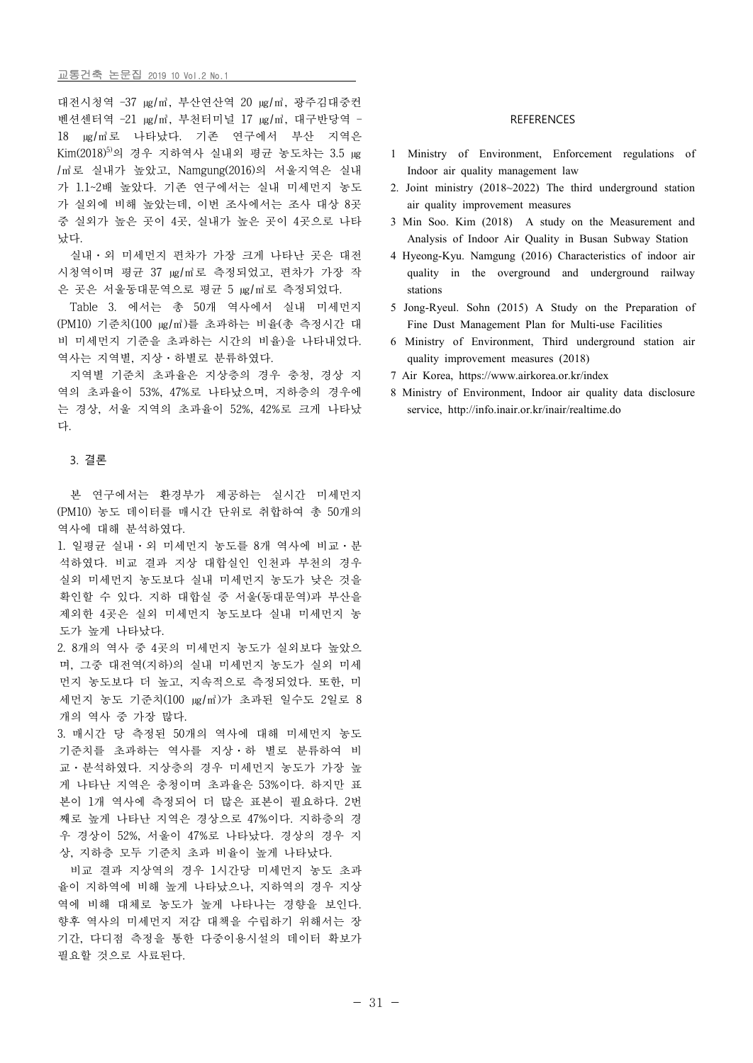대전시청역 -37 ㎍/㎥, 부산연산역 20 ㎍/㎥, 광주김대중컨벤션센터역 -21 ㎍/㎥, 부천터미널 17 ㎍/㎥, 대구반당역 -18 ㎍/㎥로 나타났다. 기존 연구에서 부산 지역은 Kim(2018)[3]의 경우 지하역사 실내외 평균 농도차는 3.5 ㎍/㎥로 실내가 높았고, Namgung(2016)의 서울지역은 실내가 1.1~2배 높았다. 기존 연구에서는 실내 미세먼지 농도가 실외에 비해 높았는데, 이번 조사에서는 조사 대상 8곳 중 실외가 높은 곳이 4곳, 실내가 높은 곳이 4곳으로 나타났다.

실내・외 미세먼지 편차가 가장 크게 나타난 곳은 대전시청역이며 평균 37 ㎍/㎥로 측정되었고, 편차가 가장 작은 곳은 서울동대문역으로 평균 5 ㎍/㎥로 측정되었다.

Table 3. 에서는 총 50개 역사에서 실내 미세먼지(PM10) 기준치(100 ㎍/㎥)를 초과하는 비율(총 측정시간 대비 미세먼지 기준을 초과하는 시간의 비율)을 나타내었다. 역사는 지역별, 지상・하별로 분류하였다.

지역별 기준치 초과율은 지상층의 경우 충청, 경상 지역의 초과율이 53%, 47%로 나타났으며, 지하층의 경우에는 경상, 서울 지역의 초과율이 52%, 42%로 크게 나타났다.

## 3. 결론

본 연구에서는 환경부가 제공하는 실시간 미세먼지(PM10) 농도 데이터를 매시간 단위로 취합하여 총 50개의 역사에 대해 분석하였다.

1. 일평균 실내・외 미세먼지 농도를 8개 역사에 비교・분석하였다. 비교 결과 지상 대합실인 인천과 부천의 경우 실외 미세먼지 농도보다 실내 미세먼지 농도가 낮은 것을 확인할 수 있다. 지하 대합실 중 서울(동대문역)과 부산을 제외한 4곳은 실외 미세먼지 농도보다 실내 미세먼지 농도가 높게 나타났다.
2. 8개의 역사 중 4곳의 미세먼지 농도가 실외보다 높았으며, 그중 대전역(지하)의 실내 미세먼지 농도가 실외 미세먼지 농도보다 더 높고, 지속적으로 측정되었다. 또한, 미세먼지 농도 기준치(100 ㎍/㎥)가 초과된 일수도 2일로 8개의 역사 중 가장 많다.
3. 매시간 당 측정된 50개의 역사에 대해 미세먼지 농도 기준치를 초과하는 역사를 지상・하 별로 분류하여 비교・분석하였다. 지상층의 경우 미세먼지 농도가 가장 높게 나타난 지역은 충청이며 초과율은 53%이다. 하지만 표본이 1개 역사에 측정되어 더 많은 표본이 필요하다. 2번째로 높게 나타난 지역은 경상으로 47%이다. 지하층의 경우 경상이 52%, 서울이 47%로 나타났다. 경상의 경우 지상, 지하층 모두 기준치 초과 비율이 높게 나타났다.

비교 결과 지상역의 경우 1시간당 미세먼지 농도 초과율이 지하역에 비해 높게 나타났으나, 지하역의 경우 지상역에 비해 대체로 농도가 높게 나타나는 경향을 보인다. 향후 역사의 미세먼지 저감 대책을 수립하기 위해서는 장기간, 다디점 측정을 통한 다중이용시설의 데이터 확보가 필요할 것으로 사료된다.

## REFERENCES

1. Ministry of Environment, Enforcement regulations of Indoor air quality management law
2. Joint ministry (2018~2022) The third underground station air quality improvement measures
3. Min Soo. Kim (2018) A study on the Measurement and Analysis of Indoor Air Quality in Busan Subway Station
4. Hyeong-Kyu. Namgung (2016) Characteristics of indoor air quality in the overground and underground railway stations
5. Jong-Ryeul. Sohn (2015) A Study on the Preparation of Fine Dust Management Plan for Multi-use Facilities
6. Ministry of Environment, Third underground station air quality improvement measures (2018)
7. Air Korea, https://www.airkorea.or.kr/index
8. Ministry of Environment, Indoor air quality data disclosure service, http://info.inair.or.kr/inair/realtime.do